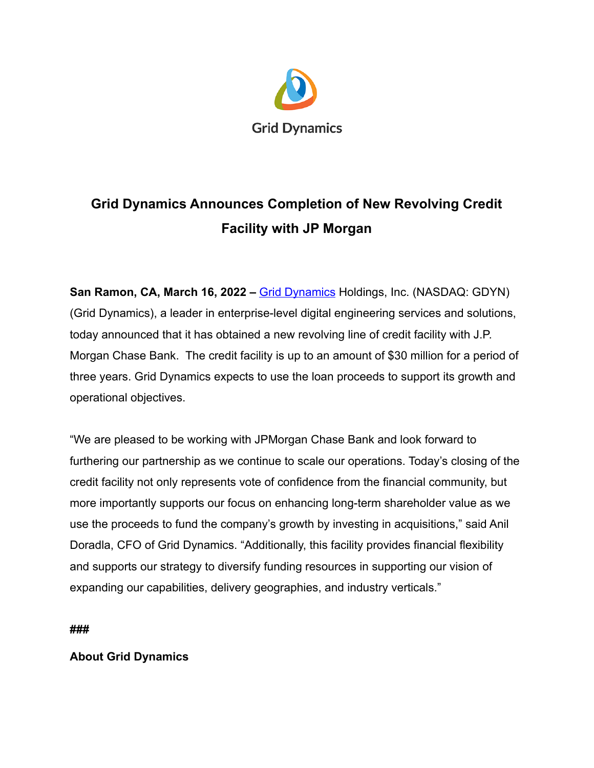Grid Dynamics

# Grid Dynamics Announces Completion of New Revolving Credit Facility with JP Morgan

**San Ramon, CA, March 16, 2022 –** Grid Dynamics Holdings, Inc. (NASDAQ: GDYN) (Grid Dynamics), a leader in enterprise-level digital engineering services and solutions, today announced that it has obtained a new revolving line of credit facility with J.P. Morgan Chase Bank. The credit facility is up to an amount of $30 million for a period of three years. Grid Dynamics expects to use the loan proceeds to support its growth and operational objectives.

"We are pleased to be working with JPMorgan Chase Bank and look forward to furthering our partnership as we continue to scale our operations. Today's closing of the credit facility not only represents vote of confidence from the financial community, but more importantly supports our focus on enhancing long-term shareholder value as we use the proceeds to fund the company's growth by investing in acquisitions," said Anil Doradla, CFO of Grid Dynamics. "Additionally, this facility provides financial flexibility and supports our strategy to diversify funding resources in supporting our vision of expanding our capabilities, delivery geographies, and industry verticals."

**###**

**About Grid Dynamics**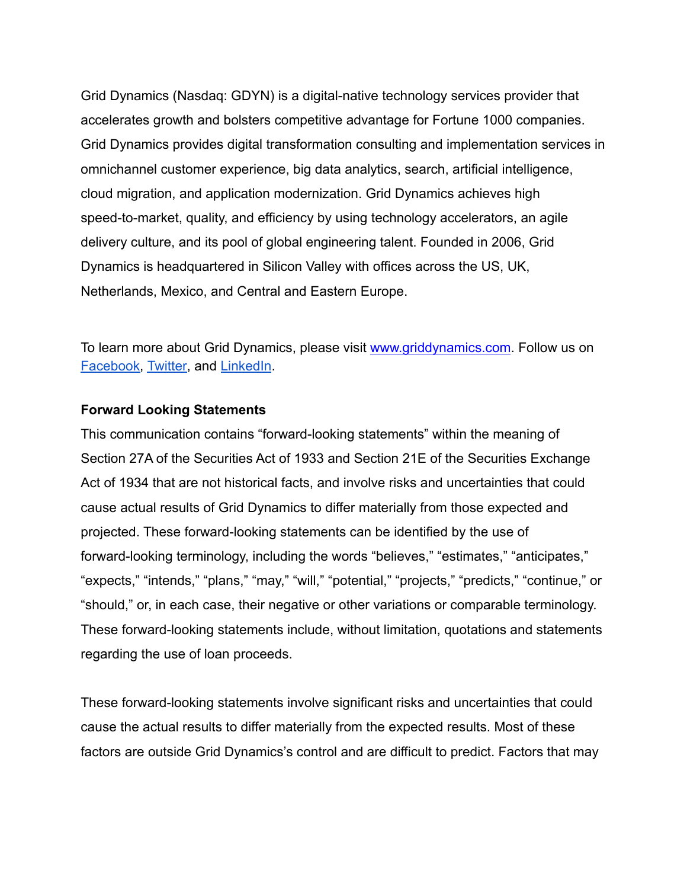Grid Dynamics (Nasdaq: GDYN) is a digital-native technology services provider that accelerates growth and bolsters competitive advantage for Fortune 1000 companies. Grid Dynamics provides digital transformation consulting and implementation services in omnichannel customer experience, big data analytics, search, artificial intelligence, cloud migration, and application modernization. Grid Dynamics achieves high speed-to-market, quality, and efficiency by using technology accelerators, an agile delivery culture, and its pool of global engineering talent. Founded in 2006, Grid Dynamics is headquartered in Silicon Valley with offices across the US, UK, Netherlands, Mexico, and Central and Eastern Europe.

To learn more about Grid Dynamics, please visit [www.griddynamics.com](http://www.griddynamics.com). Follow us on Facebook, Twitter, and LinkedIn.

**Forward Looking Statements**

This communication contains "forward-looking statements" within the meaning of Section 27A of the Securities Act of 1933 and Section 21E of the Securities Exchange Act of 1934 that are not historical facts, and involve risks and uncertainties that could cause actual results of Grid Dynamics to differ materially from those expected and projected. These forward-looking statements can be identified by the use of forward-looking terminology, including the words "believes," "estimates," "anticipates," "expects," "intends," "plans," "may," "will," "potential," "projects," "predicts," "continue," or "should," or, in each case, their negative or other variations or comparable terminology. These forward-looking statements include, without limitation, quotations and statements regarding the use of loan proceeds.

These forward-looking statements involve significant risks and uncertainties that could cause the actual results to differ materially from the expected results. Most of these factors are outside Grid Dynamics's control and are difficult to predict. Factors that may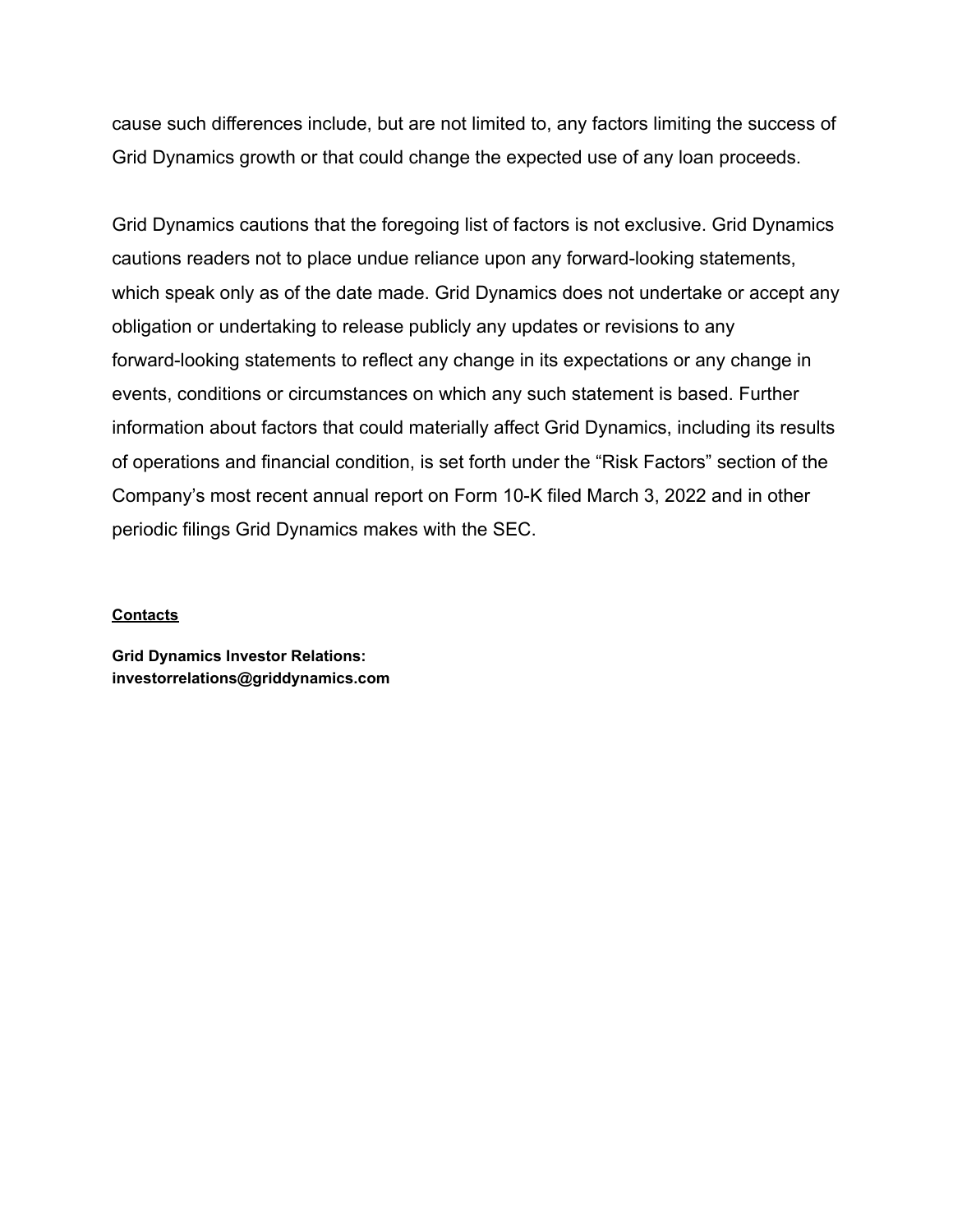cause such differences include, but are not limited to, any factors limiting the success of Grid Dynamics growth or that could change the expected use of any loan proceeds.

Grid Dynamics cautions that the foregoing list of factors is not exclusive. Grid Dynamics cautions readers not to place undue reliance upon any forward-looking statements, which speak only as of the date made. Grid Dynamics does not undertake or accept any obligation or undertaking to release publicly any updates or revisions to any forward-looking statements to reflect any change in its expectations or any change in events, conditions or circumstances on which any such statement is based. Further information about factors that could materially affect Grid Dynamics, including its results of operations and financial condition, is set forth under the "Risk Factors" section of the Company's most recent annual report on Form 10-K filed March 3, 2022 and in other periodic filings Grid Dynamics makes with the SEC.

**Contacts**

**Grid Dynamics Investor Relations:**
**investorrelations@griddynamics.com**